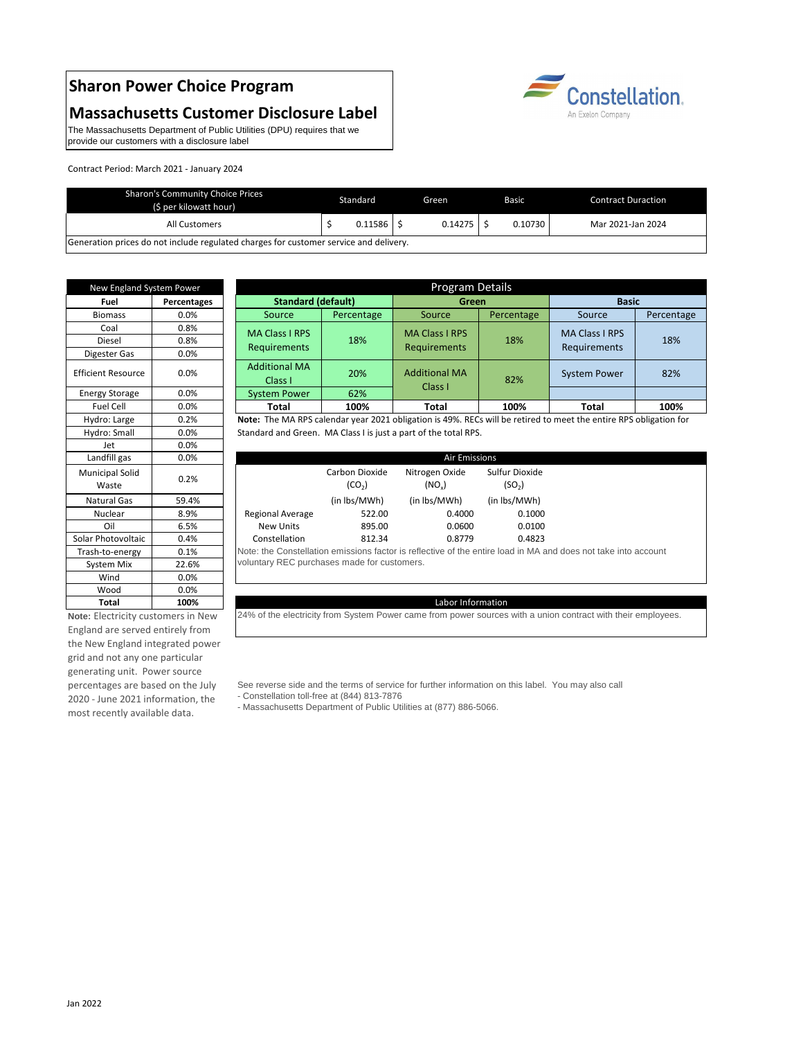# Sharon Power Choice Program

# Massachusetts Customer Disclosure Label

The Massachusetts Department of Public Utilities (DPU) requires that we provide our customers with a disclosure label

Constellation. An Exelon Company

Contract Period: March 2021 - January 2024

| Sharon's Community Choice Prices ($ per kilowatt hour) | Standard | Green | Basic | Contract Duraction |
|---|---|---|---|---|
| All Customers | $ 0.11586 | $ 0.14275 | $ 0.10730 | Mar 2021-Jan 2024 |
| Generation prices do not include regulated charges for customer service and delivery. | | | | |

| New England System Power | |
|---|---|
| **Fuel** | **Percentages** |
| Biomass | 0.0% |
| Coal | 0.8% |
| Diesel | 0.8% |
| Digester Gas | 0.0% |
| Efficient Resource | 0.0% |
| Energy Storage | 0.0% |
| Fuel Cell | 0.0% |
| Hydro: Large | 0.2% |
| Hydro: Small | 0.0% |
| Jet | 0.0% |
| Landfill gas | 0.0% |
| Municipal Solid Waste | 0.2% |
| Natural Gas | 59.4% |
| Nuclear | 8.9% |
| Oil | 6.5% |
| Solar Photovoltaic | 0.4% |
| Trash-to-energy | 0.1% |
| System Mix | 22.6% |
| Wind | 0.0% |
| Wood | 0.0% |
| **Total** | **100%** |

**Note:** Electricity customers in New England are served entirely from the New England integrated power grid and not any one particular generating unit. Power source percentages are based on the July 2020 - June 2021 information, the most recently available data.

| Program Details | | | | | |
|---|---|---|---|---|---|
| **Standard (default)** | | **Green** | | **Basic** | |
| Source | Percentage | Source | Percentage | Source | Percentage |
| MA Class I RPS Requirements | 18% | MA Class I RPS Requirements | 18% | MA Class I RPS Requirements | 18% |
| Additional MA Class I | 20% | Additional MA Class I | 82% | System Power | 82% |
| System Power | 62% | | | | |
| **Total** | **100%** | **Total** | **100%** | **Total** | **100%** |

**Note:** The MA RPS calendar year 2021 obligation is 49%. RECs will be retired to meet the entire RPS obligation for Standard and Green. MA Class I is just a part of the total RPS.

| Air Emissions | Carbon Dioxide ($CO_2$) (in lbs/MWh) | Nitrogen Oxide ($NO_x$) (in lbs/MWh) | Sulfur Dioxide ($SO_2$) (in lbs/MWh) |
|---|---|---|---|
| Regional Average | 522.00 | 0.4000 | 0.1000 |
| New Units | 895.00 | 0.0600 | 0.0100 |
| Constellation | 812.34 | 0.8779 | 0.4823 |

Note: the Constellation emissions factor is reflective of the entire load in MA and does not take into account voluntary REC purchases made for customers.

**Labor Information**

24% of the electricity from System Power came from power sources with a union contract with their employees.

See reverse side and the terms of service for further information on this label. You may also call
- Constellation toll-free at (844) 813-7876
- Massachusetts Department of Public Utilities at (877) 886-5066.

Jan 2022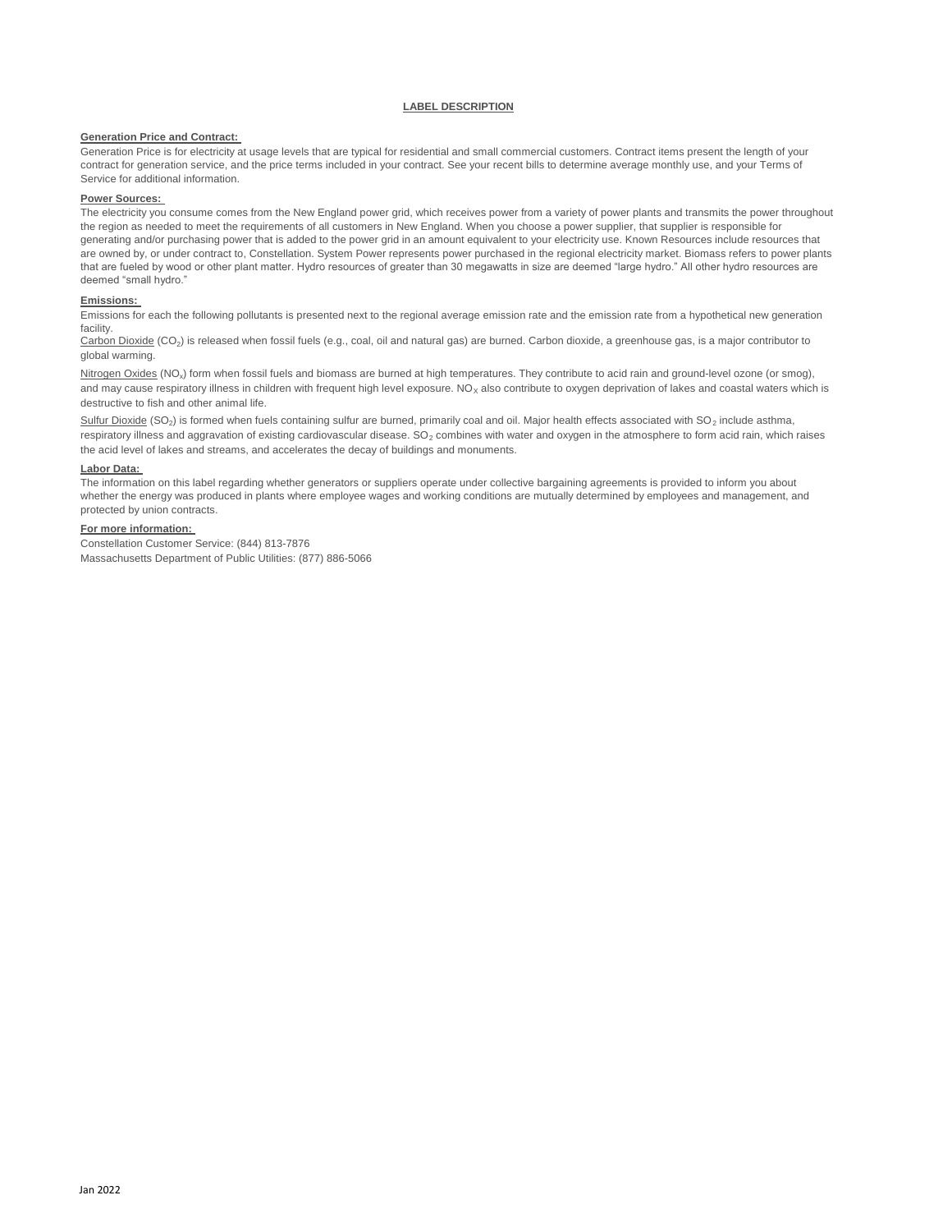## LABEL DESCRIPTION

**Generation Price and Contract:**

Generation Price is for electricity at usage levels that are typical for residential and small commercial customers. Contract items present the length of your contract for generation service, and the price terms included in your contract. See your recent bills to determine average monthly use, and your Terms of Service for additional information.

**Power Sources:**

The electricity you consume comes from the New England power grid, which receives power from a variety of power plants and transmits the power throughout the region as needed to meet the requirements of all customers in New England. When you choose a power supplier, that supplier is responsible for generating and/or purchasing power that is added to the power grid in an amount equivalent to your electricity use. Known Resources include resources that are owned by, or under contract to, Constellation. System Power represents power purchased in the regional electricity market. Biomass refers to power plants that are fueled by wood or other plant matter. Hydro resources of greater than 30 megawatts in size are deemed "large hydro." All other hydro resources are deemed "small hydro."

**Emissions:**

Emissions for each the following pollutants is presented next to the regional average emission rate and the emission rate from a hypothetical new generation facility.

Carbon Dioxide ($CO_2$) is released when fossil fuels (e.g., coal, oil and natural gas) are burned. Carbon dioxide, a greenhouse gas, is a major contributor to global warming.

Nitrogen Oxides ($NO_x$) form when fossil fuels and biomass are burned at high temperatures. They contribute to acid rain and ground-level ozone (or smog), and may cause respiratory illness in children with frequent high level exposure. $NO_X$ also contribute to oxygen deprivation of lakes and coastal waters which is destructive to fish and other animal life.

Sulfur Dioxide ($SO_2$) is formed when fuels containing sulfur are burned, primarily coal and oil. Major health effects associated with $SO_2$ include asthma, respiratory illness and aggravation of existing cardiovascular disease. $SO_2$ combines with water and oxygen in the atmosphere to form acid rain, which raises the acid level of lakes and streams, and accelerates the decay of buildings and monuments.

**Labor Data:**

The information on this label regarding whether generators or suppliers operate under collective bargaining agreements is provided to inform you about whether the energy was produced in plants where employee wages and working conditions are mutually determined by employees and management, and protected by union contracts.

**For more information:**

Constellation Customer Service: (844) 813-7876

Massachusetts Department of Public Utilities: (877) 886-5066

Jan 2022